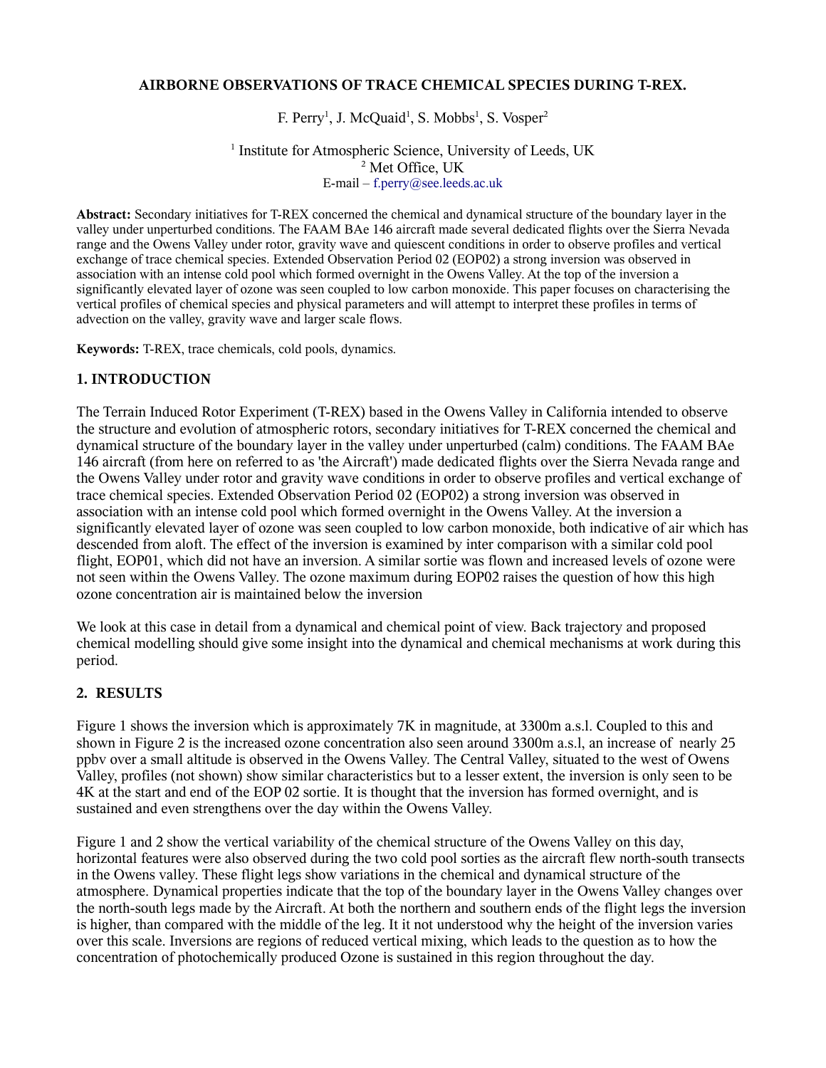# AIRBORNE OBSERVATIONS OF TRACE CHEMICAL SPECIES DURING T-REX.

F. Perry[1], J. McQuaid[1], S. Mobbs[1], S. Vosper[2]

[1] Institute for Atmospheric Science, University of Leeds, UK
[2] Met Office, UK
E-mail – f.perry@see.leeds.ac.uk

**Abstract:** Secondary initiatives for T-REX concerned the chemical and dynamical structure of the boundary layer in the valley under unperturbed conditions. The FAAM BAe 146 aircraft made several dedicated flights over the Sierra Nevada range and the Owens Valley under rotor, gravity wave and quiescent conditions in order to observe profiles and vertical exchange of trace chemical species. Extended Observation Period 02 (EOP02) a strong inversion was observed in association with an intense cold pool which formed overnight in the Owens Valley. At the top of the inversion a significantly elevated layer of ozone was seen coupled to low carbon monoxide. This paper focuses on characterising the vertical profiles of chemical species and physical parameters and will attempt to interpret these profiles in terms of advection on the valley, gravity wave and larger scale flows.

**Keywords:** T-REX, trace chemicals, cold pools, dynamics.

## 1. INTRODUCTION

The Terrain Induced Rotor Experiment (T-REX) based in the Owens Valley in California intended to observe the structure and evolution of atmospheric rotors, secondary initiatives for T-REX concerned the chemical and dynamical structure of the boundary layer in the valley under unperturbed (calm) conditions. The FAAM BAe 146 aircraft (from here on referred to as 'the Aircraft') made dedicated flights over the Sierra Nevada range and the Owens Valley under rotor and gravity wave conditions in order to observe profiles and vertical exchange of trace chemical species. Extended Observation Period 02 (EOP02) a strong inversion was observed in association with an intense cold pool which formed overnight in the Owens Valley. At the inversion a significantly elevated layer of ozone was seen coupled to low carbon monoxide, both indicative of air which has descended from aloft. The effect of the inversion is examined by inter comparison with a similar cold pool flight, EOP01, which did not have an inversion. A similar sortie was flown and increased levels of ozone were not seen within the Owens Valley. The ozone maximum during EOP02 raises the question of how this high ozone concentration air is maintained below the inversion

We look at this case in detail from a dynamical and chemical point of view. Back trajectory and proposed chemical modelling should give some insight into the dynamical and chemical mechanisms at work during this period.

## 2. RESULTS

Figure 1 shows the inversion which is approximately 7K in magnitude, at 3300m a.s.l. Coupled to this and shown in Figure 2 is the increased ozone concentration also seen around 3300m a.s.l, an increase of nearly 25 ppbv over a small altitude is observed in the Owens Valley. The Central Valley, situated to the west of Owens Valley, profiles (not shown) show similar characteristics but to a lesser extent, the inversion is only seen to be 4K at the start and end of the EOP 02 sortie. It is thought that the inversion has formed overnight, and is sustained and even strengthens over the day within the Owens Valley.

Figure 1 and 2 show the vertical variability of the chemical structure of the Owens Valley on this day, horizontal features were also observed during the two cold pool sorties as the aircraft flew north-south transects in the Owens valley. These flight legs show variations in the chemical and dynamical structure of the atmosphere. Dynamical properties indicate that the top of the boundary layer in the Owens Valley changes over the north-south legs made by the Aircraft. At both the northern and southern ends of the flight legs the inversion is higher, than compared with the middle of the leg. It it not understood why the height of the inversion varies over this scale. Inversions are regions of reduced vertical mixing, which leads to the question as to how the concentration of photochemically produced Ozone is sustained in this region throughout the day.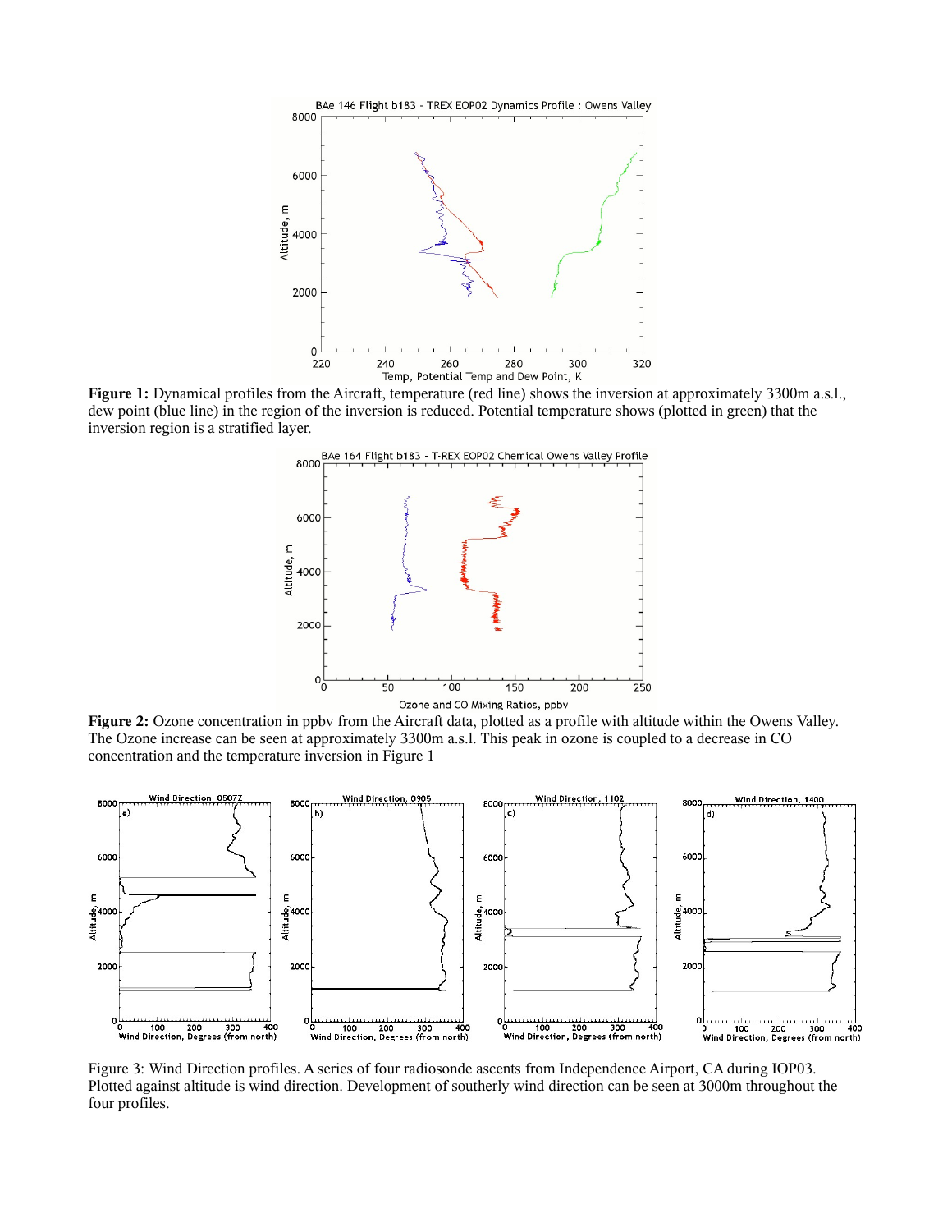**Figure 1:** Dynamical profiles from the Aircraft, temperature (red line) shows the inversion at approximately 3300m a.s.l., dew point (blue line) in the region of the inversion is reduced. Potential temperature shows (plotted in green) that the inversion region is a stratified layer.

**Figure 2:** Ozone concentration in ppbv from the Aircraft data, plotted as a profile with altitude within the Owens Valley. The Ozone increase can be seen at approximately 3300m a.s.l. This peak in ozone is coupled to a decrease in CO concentration and the temperature inversion in Figure 1

Figure 3: Wind Direction profiles. A series of four radiosonde ascents from Independence Airport, CA during IOP03. Plotted against altitude is wind direction. Development of southerly wind direction can be seen at 3000m throughout the four profiles.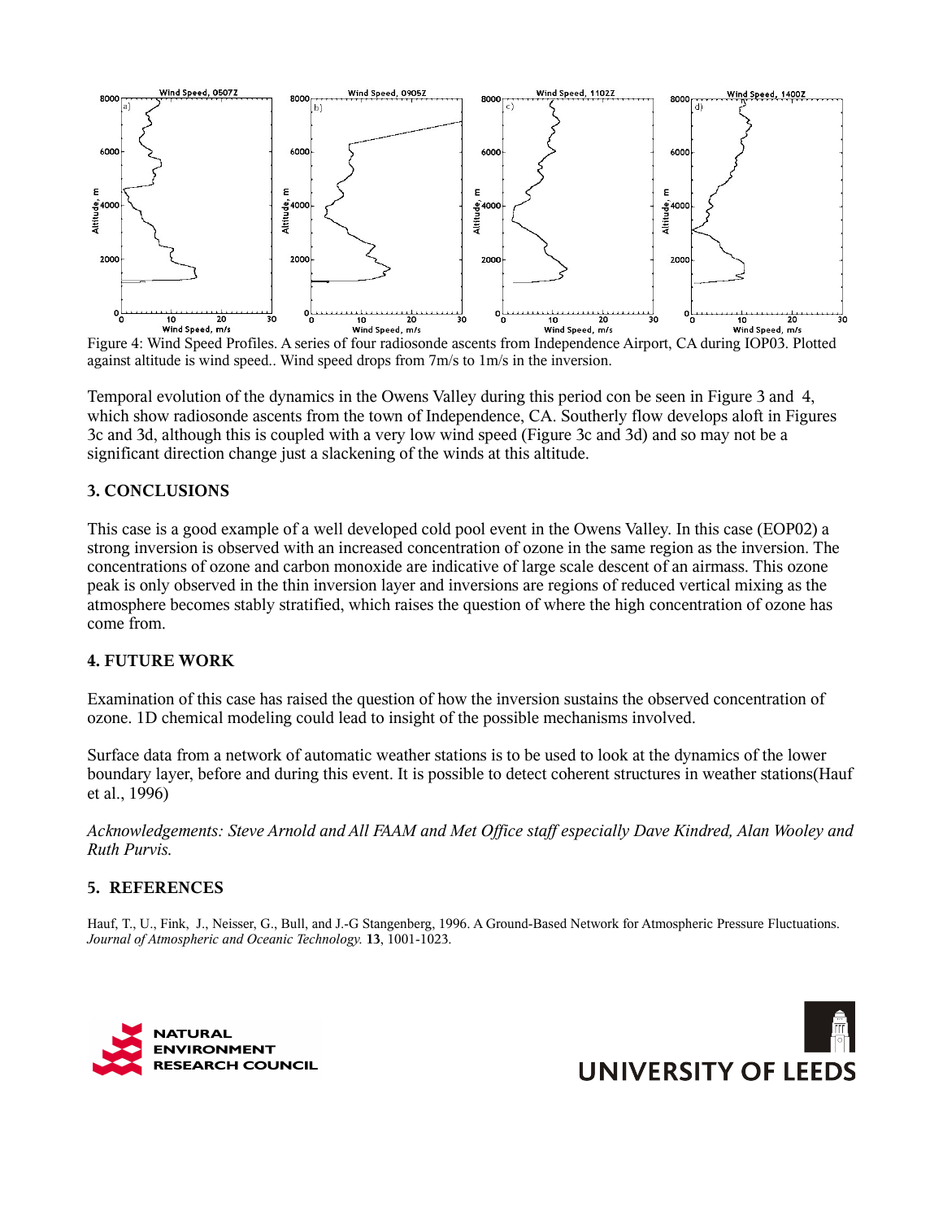Wind Speed, 0507Z
a)
8000
6000
4000
2000
0
Altitude, m
0 10 20 30
Wind Speed, m/s

Wind Speed, 0905Z
b)
8000
6000
4000
2000
0
Altitude, m
0 10 20 30
Wind Speed, m/s

Wind Speed, 1102Z
c)
8000
6000
4000
2000
0
Altitude, m
0 10 20 30
Wind Speed, m/s

Wind Speed, 1400Z
d)
8000
6000
4000
2000
0
Altitude, m
0 10 20 30
Wind Speed, m/s

Figure 4: Wind Speed Profiles. A series of four radiosonde ascents from Independence Airport, CA during IOP03. Plotted against altitude is wind speed.. Wind speed drops from 7m/s to 1m/s in the inversion.

Temporal evolution of the dynamics in the Owens Valley during this period con be seen in Figure 3 and 4, which show radiosonde ascents from the town of Independence, CA. Southerly flow develops aloft in Figures 3c and 3d, although this is coupled with a very low wind speed (Figure 3c and 3d) and so may not be a significant direction change just a slackening of the winds at this altitude.

## 3. CONCLUSIONS

This case is a good example of a well developed cold pool event in the Owens Valley. In this case (EOP02) a strong inversion is observed with an increased concentration of ozone in the same region as the inversion. The concentrations of ozone and carbon monoxide are indicative of large scale descent of an airmass. This ozone peak is only observed in the thin inversion layer and inversions are regions of reduced vertical mixing as the atmosphere becomes stably stratified, which raises the question of where the high concentration of ozone has come from.

## 4. FUTURE WORK

Examination of this case has raised the question of how the inversion sustains the observed concentration of ozone. 1D chemical modeling could lead to insight of the possible mechanisms involved.

Surface data from a network of automatic weather stations is to be used to look at the dynamics of the lower boundary layer, before and during this event. It is possible to detect coherent structures in weather stations(Hauf et al., 1996)

*Acknowledgements: Steve Arnold and All FAAM and Met Office staff especially Dave Kindred, Alan Wooley and Ruth Purvis.*

## 5. REFERENCES

Hauf, T., U., Fink, J., Neisser, G., Bull, and J.-G Stangenberg, 1996. A Ground-Based Network for Atmospheric Pressure Fluctuations. *Journal of Atmospheric and Oceanic Technology.* **13**, 1001-1023.

NATURAL ENVIRONMENT RESEARCH COUNCIL

UNIVERSITY OF LEEDS